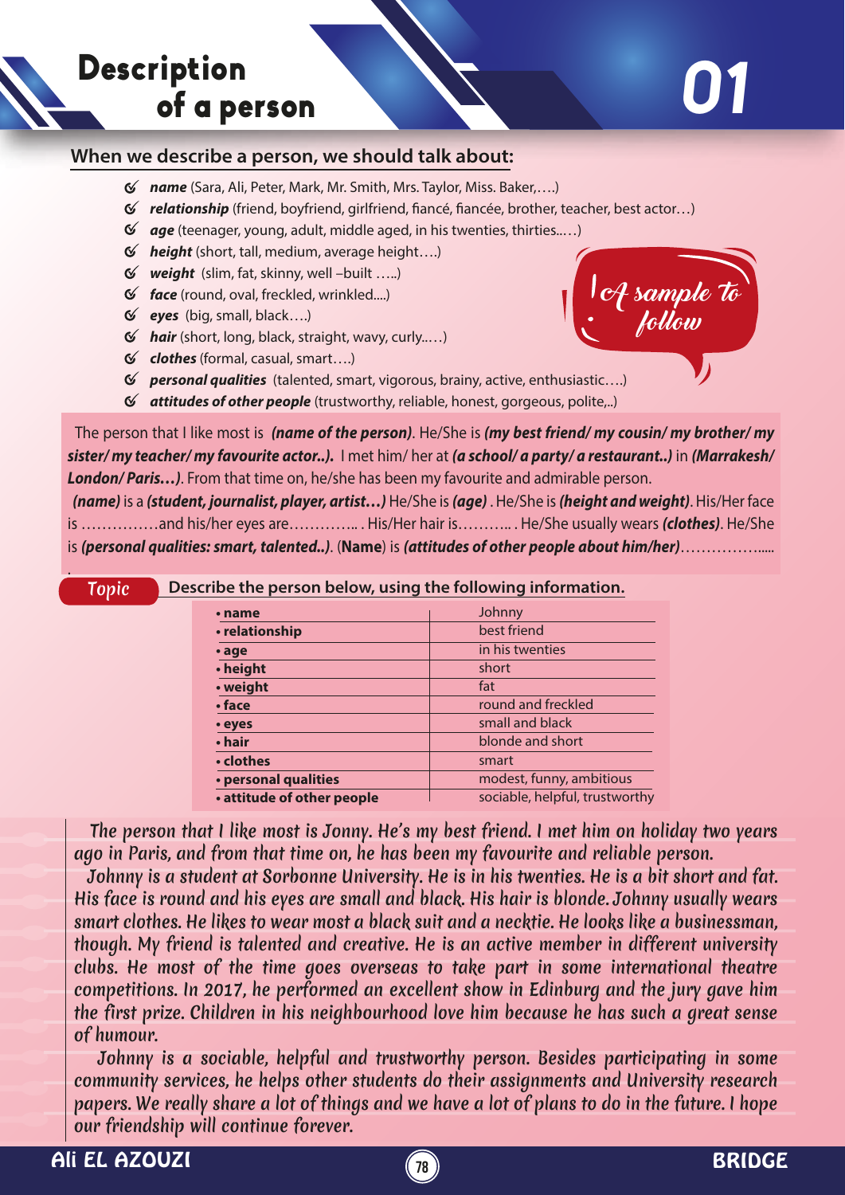# Description of a person

## 01

**When we describe a person, we should talk about:**

- ***name*** (Sara, Ali, Peter, Mark, Mr. Smith, Mrs. Taylor, Miss. Baker,….)
- ***relationship*** (friend, boyfriend, girlfriend, fiancé, fiancée, brother, teacher, best actor…)
- ***age*** (teenager, young, adult, middle aged, in his twenties, thirties..…)
- ***height*** (short, tall, medium, average height….)
- ***weight*** (slim, fat, skinny, well –built …..)
- ***face*** (round, oval, freckled, wrinkled....)
- ***eyes*** (big, small, black….)
- ***hair*** (short, long, black, straight, wavy, curly..…)
- ***clothes*** (formal, casual, smart….)
- ***personal qualities*** (talented, smart, vigorous, brainy, active, enthusiastic….)
- ***attitudes of other people*** (trustworthy, reliable, honest, gorgeous, polite,..)

*A sample to follow*

The person that I like most is ***(name of the person)***. He/She is ***(my best friend/ my cousin/ my brother/ my sister/ my teacher/ my favourite actor..).*** I met him/ her at ***(a school/ a party/ a restaurant..)*** in ***(Marrakesh/ London/ Paris…)***. From that time on, he/she has been my favourite and admirable person.

***(name)*** is a ***(student, journalist, player, artist…)*** He/She is ***(age)*** . He/She is ***(height and weight)***. His/Her face is ……………and his/her eyes are………….. . His/Her hair is……….. . He/She usually wears ***(clothes)***. He/She is ***(personal qualities: smart, talented..)***. (**Name**) is ***(attitudes of other people about him/her)***…………….....

**Topic** — **Describe the person below, using the following information.**

| | |
|---|---|
| **• name** | Johnny |
| **• relationship** | best friend |
| **• age** | in his twenties |
| **• height** | short |
| **• weight** | fat |
| **• face** | round and freckled |
| **• eyes** | small and black |
| **• hair** | blonde and short |
| **• clothes** | smart |
| **• personal qualities** | modest, funny, ambitious |
| **• attitude of other people** | sociable, helpful, trustworthy |

*The person that I like most is Jonny. He's my best friend. I met him on holiday two years ago in Paris, and from that time on, he has been my favourite and reliable person.*

*Johnny is a student at Sorbonne University. He is in his twenties. He is a bit short and fat. His face is round and his eyes are small and black. His hair is blonde. Johnny usually wears smart clothes. He likes to wear most a black suit and a necktie. He looks like a businessman, though. My friend is talented and creative. He is an active member in different university clubs. He most of the time goes overseas to take part in some international theatre competitions. In 2017, he performed an excellent show in Edinburg and the jury gave him the first prize. Children in his neighbourhood love him because he has such a great sense of humour.*

*Johnny is a sociable, helpful and trustworthy person. Besides participating in some community services, he helps other students do their assignments and University research papers. We really share a lot of things and we have a lot of plans to do in the future. I hope our friendship will continue forever.*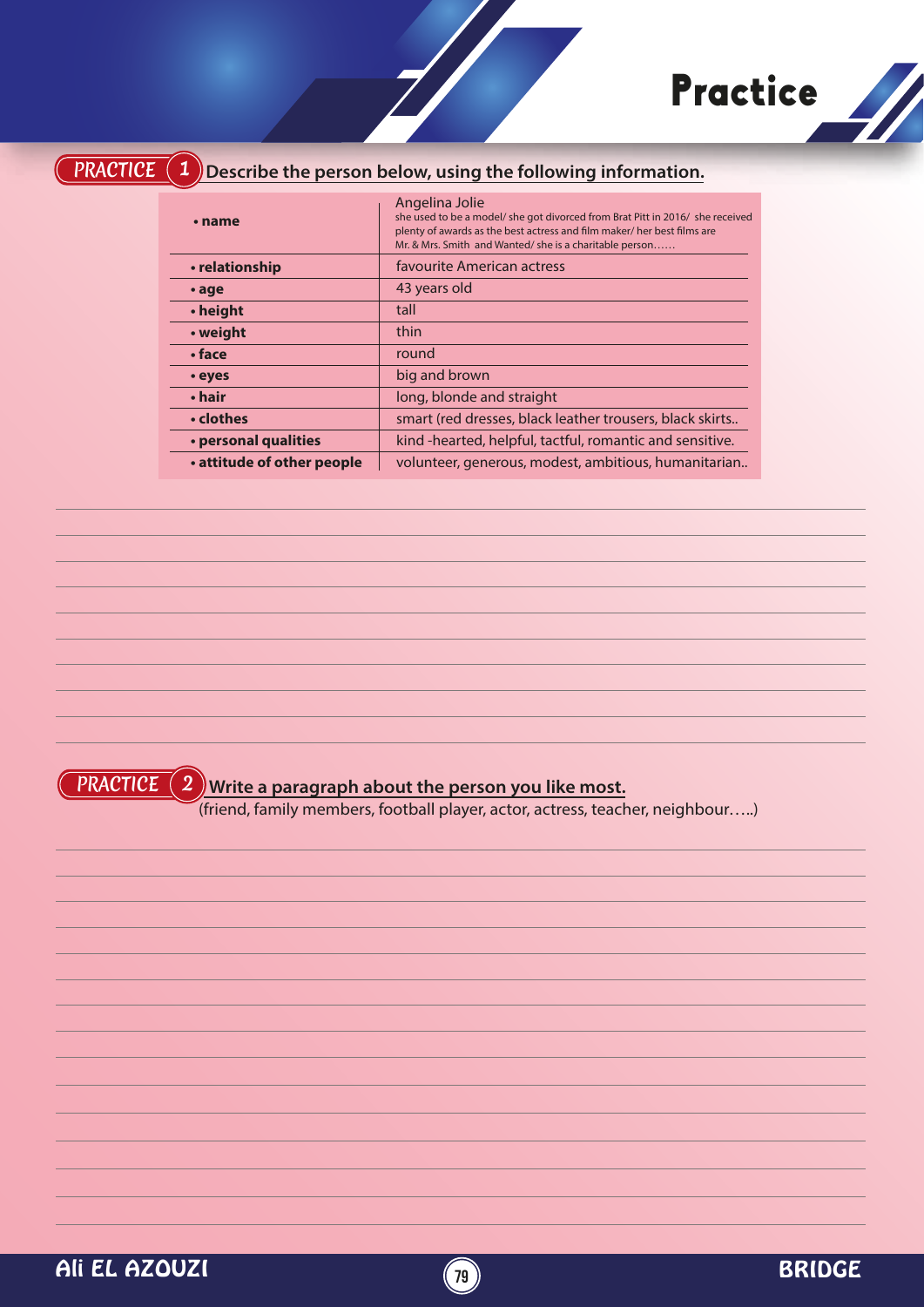# Practice

## PRACTICE 1 Describe the person below, using the following information.

| | |
|---|---|
| • name | Angelina Jolie<br>she used to be a model/ she got divorced from Brat Pitt in 2016/ she received plenty of awards as the best actress and film maker/ her best films are Mr. & Mrs. Smith and Wanted/ she is a charitable person…… |
| • relationship | favourite American actress |
| • age | 43 years old |
| • height | tall |
| • weight | thin |
| • face | round |
| • eyes | big and brown |
| • hair | long, blonde and straight |
| • clothes | smart (red dresses, black leather trousers, black skirts.. |
| • personal qualities | kind -hearted, helpful, tactful, romantic and sensitive. |
| • attitude of other people | volunteer, generous, modest, ambitious, humanitarian.. |

## PRACTICE 2 Write a paragraph about the person you like most.

(friend, family members, football player, actor, actress, teacher, neighbour…..)